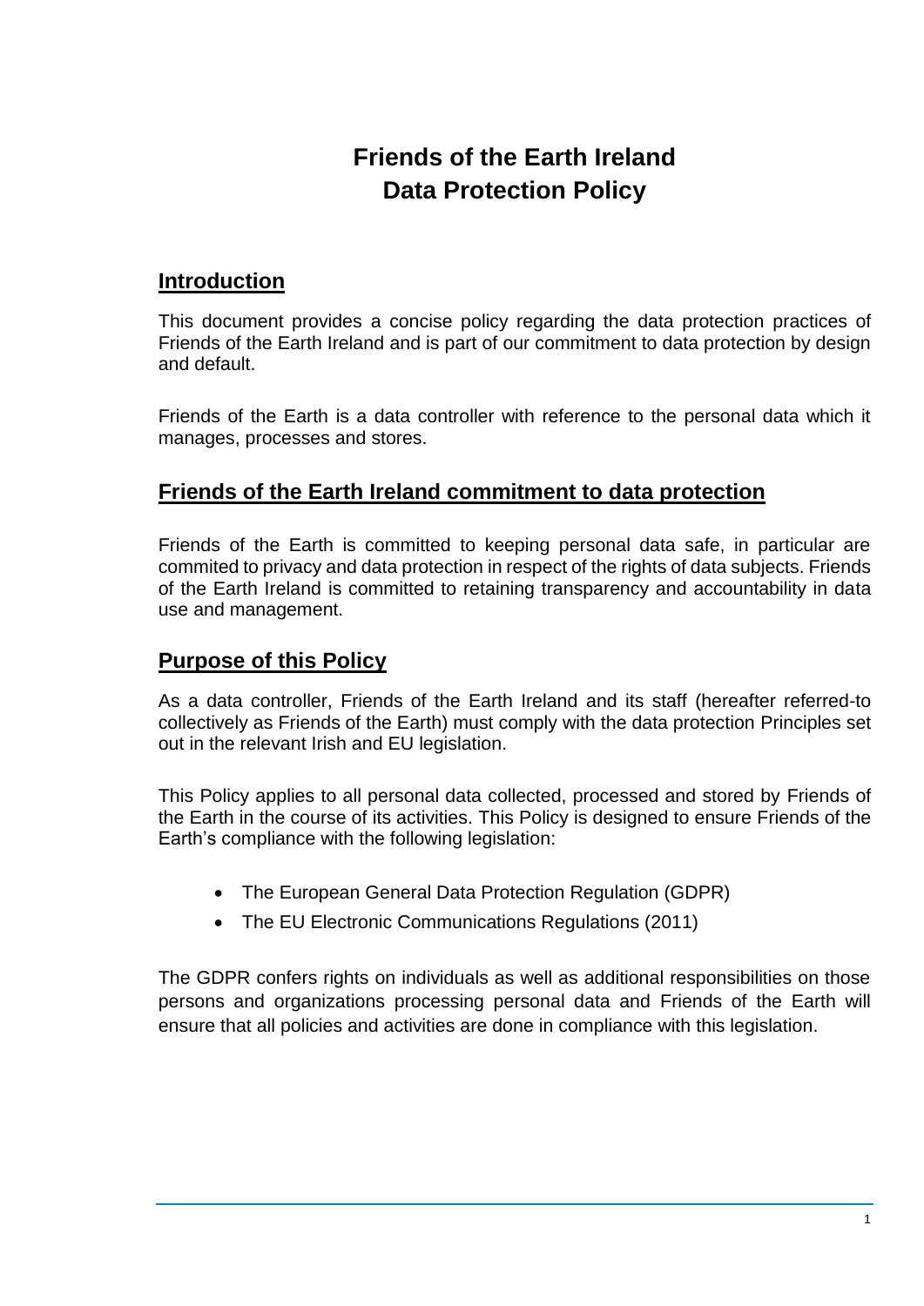# Friends of the Earth Ireland
# Data Protection Policy

## Introduction

This document provides a concise policy regarding the data protection practices of Friends of the Earth Ireland and is part of our commitment to data protection by design and default.

Friends of the Earth is a data controller with reference to the personal data which it manages, processes and stores.

## Friends of the Earth Ireland commitment to data protection

Friends of the Earth is committed to keeping personal data safe, in particular are commited to privacy and data protection in respect of the rights of data subjects. Friends of the Earth Ireland is committed to retaining transparency and accountability in data use and management.

## Purpose of this Policy

As a data controller, Friends of the Earth Ireland and its staff (hereafter referred-to collectively as Friends of the Earth) must comply with the data protection Principles set out in the relevant Irish and EU legislation.

This Policy applies to all personal data collected, processed and stored by Friends of the Earth in the course of its activities. This Policy is designed to ensure Friends of the Earth's compliance with the following legislation:

- The European General Data Protection Regulation (GDPR)
- The EU Electronic Communications Regulations (2011)

The GDPR confers rights on individuals as well as additional responsibilities on those persons and organizations processing personal data and Friends of the Earth will ensure that all policies and activities are done in compliance with this legislation.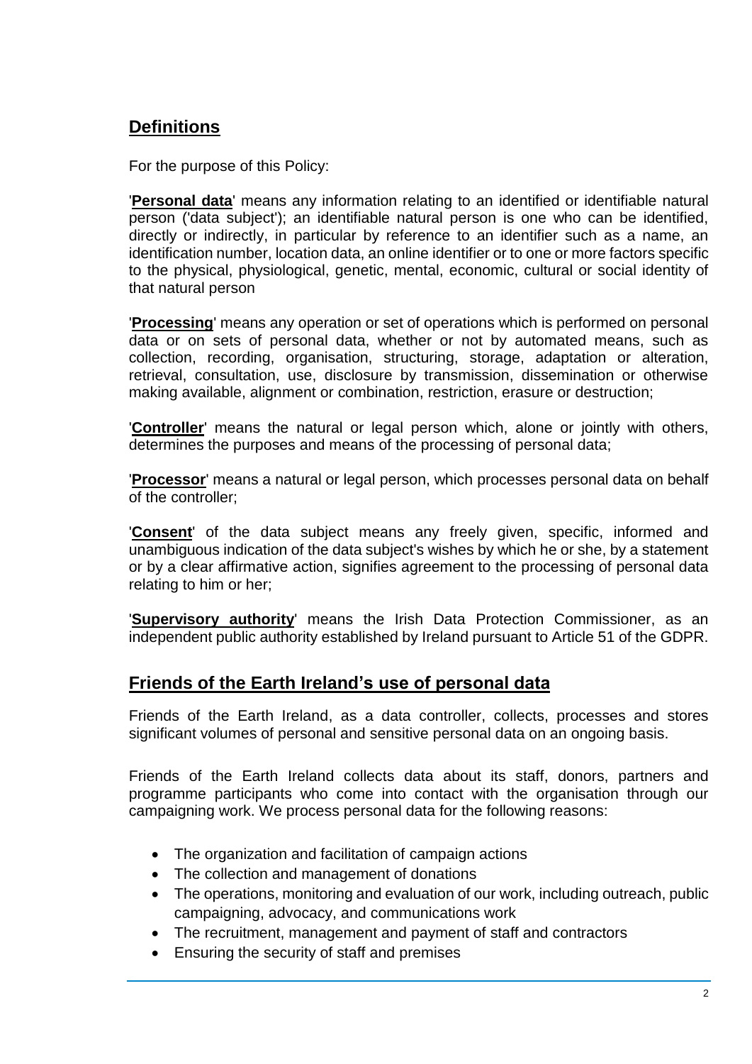## Definitions

For the purpose of this Policy:

'**Personal data**' means any information relating to an identified or identifiable natural person ('data subject'); an identifiable natural person is one who can be identified, directly or indirectly, in particular by reference to an identifier such as a name, an identification number, location data, an online identifier or to one or more factors specific to the physical, physiological, genetic, mental, economic, cultural or social identity of that natural person

'**Processing**' means any operation or set of operations which is performed on personal data or on sets of personal data, whether or not by automated means, such as collection, recording, organisation, structuring, storage, adaptation or alteration, retrieval, consultation, use, disclosure by transmission, dissemination or otherwise making available, alignment or combination, restriction, erasure or destruction;

'**Controller**' means the natural or legal person which, alone or jointly with others, determines the purposes and means of the processing of personal data;

'**Processor**' means a natural or legal person, which processes personal data on behalf of the controller;

'**Consent**' of the data subject means any freely given, specific, informed and unambiguous indication of the data subject's wishes by which he or she, by a statement or by a clear affirmative action, signifies agreement to the processing of personal data relating to him or her;

'**Supervisory authority**' means the Irish Data Protection Commissioner, as an independent public authority established by Ireland pursuant to Article 51 of the GDPR.

## Friends of the Earth Ireland's use of personal data

Friends of the Earth Ireland, as a data controller, collects, processes and stores significant volumes of personal and sensitive personal data on an ongoing basis.

Friends of the Earth Ireland collects data about its staff, donors, partners and programme participants who come into contact with the organisation through our campaigning work. We process personal data for the following reasons:

- The organization and facilitation of campaign actions
- The collection and management of donations
- The operations, monitoring and evaluation of our work, including outreach, public campaigning, advocacy, and communications work
- The recruitment, management and payment of staff and contractors
- Ensuring the security of staff and premises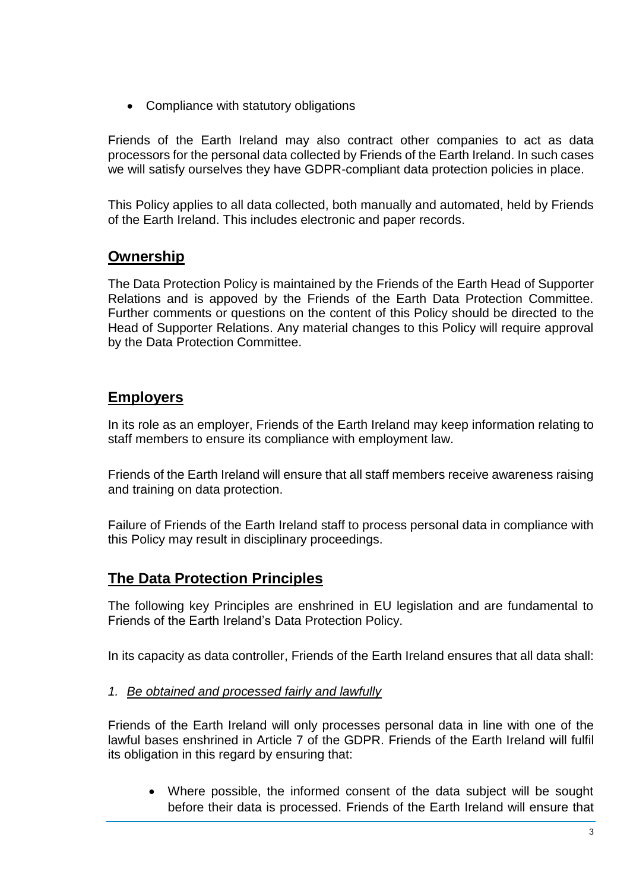- Compliance with statutory obligations

Friends of the Earth Ireland may also contract other companies to act as data processors for the personal data collected by Friends of the Earth Ireland. In such cases we will satisfy ourselves they have GDPR-compliant data protection policies in place.

This Policy applies to all data collected, both manually and automated, held by Friends of the Earth Ireland. This includes electronic and paper records.

## **Ownership**

The Data Protection Policy is maintained by the Friends of the Earth Head of Supporter Relations and is appoved by the Friends of the Earth Data Protection Committee. Further comments or questions on the content of this Policy should be directed to the Head of Supporter Relations. Any material changes to this Policy will require approval by the Data Protection Committee.

## **Employers**

In its role as an employer, Friends of the Earth Ireland may keep information relating to staff members to ensure its compliance with employment law.

Friends of the Earth Ireland will ensure that all staff members receive awareness raising and training on data protection.

Failure of Friends of the Earth Ireland staff to process personal data in compliance with this Policy may result in disciplinary proceedings.

## **The Data Protection Principles**

The following key Principles are enshrined in EU legislation and are fundamental to Friends of the Earth Ireland's Data Protection Policy.

In its capacity as data controller, Friends of the Earth Ireland ensures that all data shall:

*1. Be obtained and processed fairly and lawfully*

Friends of the Earth Ireland will only processes personal data in line with one of the lawful bases enshrined in Article 7 of the GDPR. Friends of the Earth Ireland will fulfil its obligation in this regard by ensuring that:

- Where possible, the informed consent of the data subject will be sought before their data is processed. Friends of the Earth Ireland will ensure that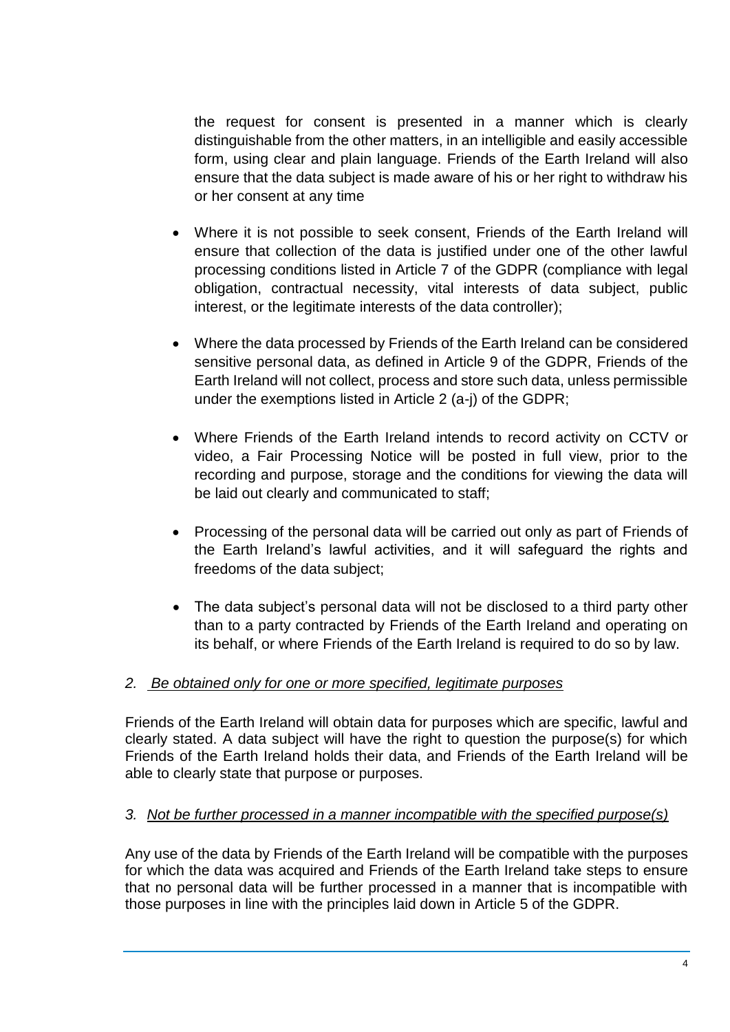the request for consent is presented in a manner which is clearly distinguishable from the other matters, in an intelligible and easily accessible form, using clear and plain language. Friends of the Earth Ireland will also ensure that the data subject is made aware of his or her right to withdraw his or her consent at any time

- Where it is not possible to seek consent, Friends of the Earth Ireland will ensure that collection of the data is justified under one of the other lawful processing conditions listed in Article 7 of the GDPR (compliance with legal obligation, contractual necessity, vital interests of data subject, public interest, or the legitimate interests of the data controller);

- Where the data processed by Friends of the Earth Ireland can be considered sensitive personal data, as defined in Article 9 of the GDPR, Friends of the Earth Ireland will not collect, process and store such data, unless permissible under the exemptions listed in Article 2 (a-j) of the GDPR;

- Where Friends of the Earth Ireland intends to record activity on CCTV or video, a Fair Processing Notice will be posted in full view, prior to the recording and purpose, storage and the conditions for viewing the data will be laid out clearly and communicated to staff;

- Processing of the personal data will be carried out only as part of Friends of the Earth Ireland's lawful activities, and it will safeguard the rights and freedoms of the data subject;

- The data subject's personal data will not be disclosed to a third party other than to a party contracted by Friends of the Earth Ireland and operating on its behalf, or where Friends of the Earth Ireland is required to do so by law.

*2. Be obtained only for one or more specified, legitimate purposes*

Friends of the Earth Ireland will obtain data for purposes which are specific, lawful and clearly stated. A data subject will have the right to question the purpose(s) for which Friends of the Earth Ireland holds their data, and Friends of the Earth Ireland will be able to clearly state that purpose or purposes.

*3. Not be further processed in a manner incompatible with the specified purpose(s)*

Any use of the data by Friends of the Earth Ireland will be compatible with the purposes for which the data was acquired and Friends of the Earth Ireland take steps to ensure that no personal data will be further processed in a manner that is incompatible with those purposes in line with the principles laid down in Article 5 of the GDPR.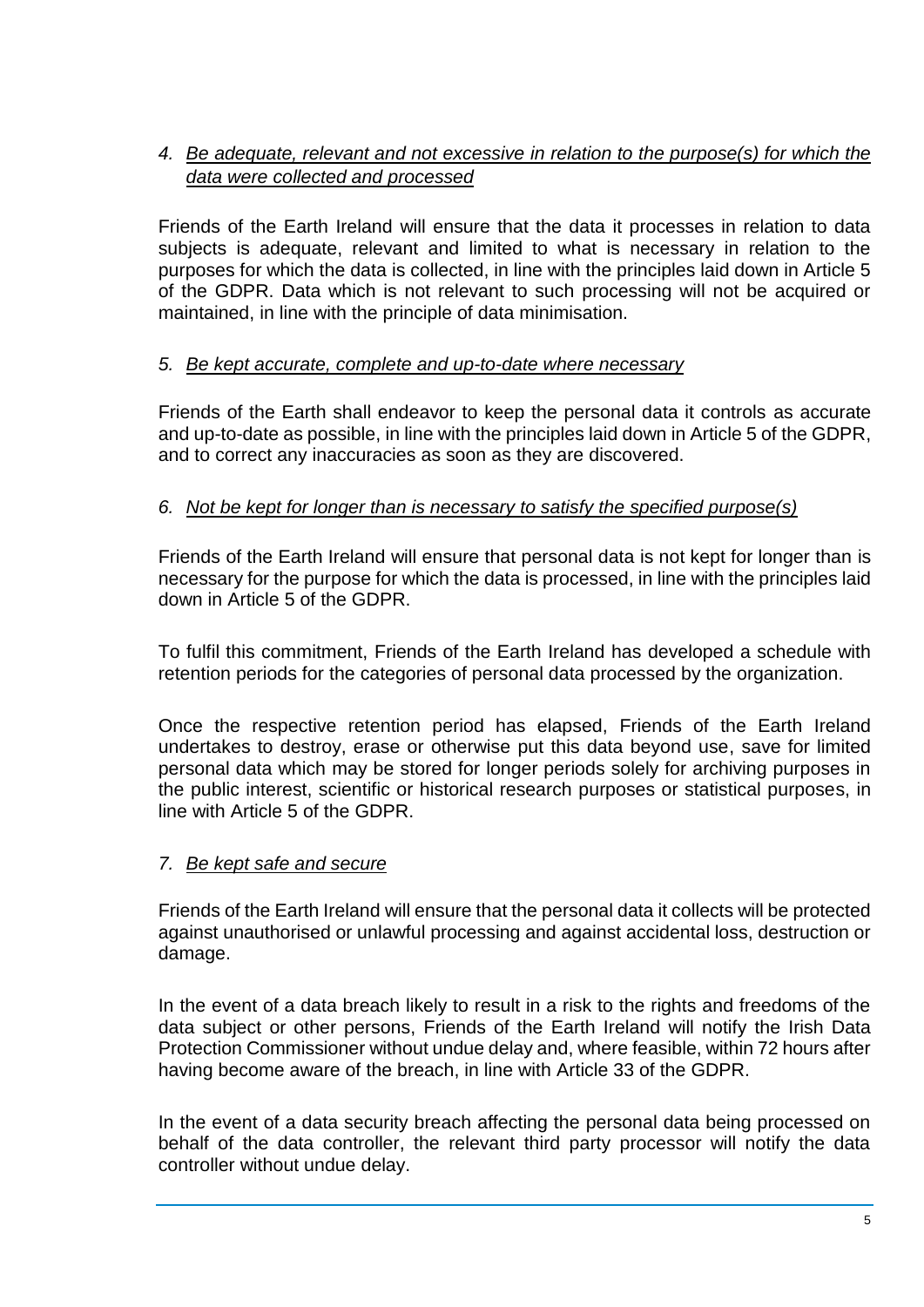*4. Be adequate, relevant and not excessive in relation to the purpose(s) for which the data were collected and processed*

Friends of the Earth Ireland will ensure that the data it processes in relation to data subjects is adequate, relevant and limited to what is necessary in relation to the purposes for which the data is collected, in line with the principles laid down in Article 5 of the GDPR. Data which is not relevant to such processing will not be acquired or maintained, in line with the principle of data minimisation.

*5. Be kept accurate, complete and up-to-date where necessary*

Friends of the Earth shall endeavor to keep the personal data it controls as accurate and up-to-date as possible, in line with the principles laid down in Article 5 of the GDPR, and to correct any inaccuracies as soon as they are discovered.

*6. Not be kept for longer than is necessary to satisfy the specified purpose(s)*

Friends of the Earth Ireland will ensure that personal data is not kept for longer than is necessary for the purpose for which the data is processed, in line with the principles laid down in Article 5 of the GDPR.

To fulfil this commitment, Friends of the Earth Ireland has developed a schedule with retention periods for the categories of personal data processed by the organization.

Once the respective retention period has elapsed, Friends of the Earth Ireland undertakes to destroy, erase or otherwise put this data beyond use, save for limited personal data which may be stored for longer periods solely for archiving purposes in the public interest, scientific or historical research purposes or statistical purposes, in line with Article 5 of the GDPR.

*7. Be kept safe and secure*

Friends of the Earth Ireland will ensure that the personal data it collects will be protected against unauthorised or unlawful processing and against accidental loss, destruction or damage.

In the event of a data breach likely to result in a risk to the rights and freedoms of the data subject or other persons, Friends of the Earth Ireland will notify the Irish Data Protection Commissioner without undue delay and, where feasible, within 72 hours after having become aware of the breach, in line with Article 33 of the GDPR.

In the event of a data security breach affecting the personal data being processed on behalf of the data controller, the relevant third party processor will notify the data controller without undue delay.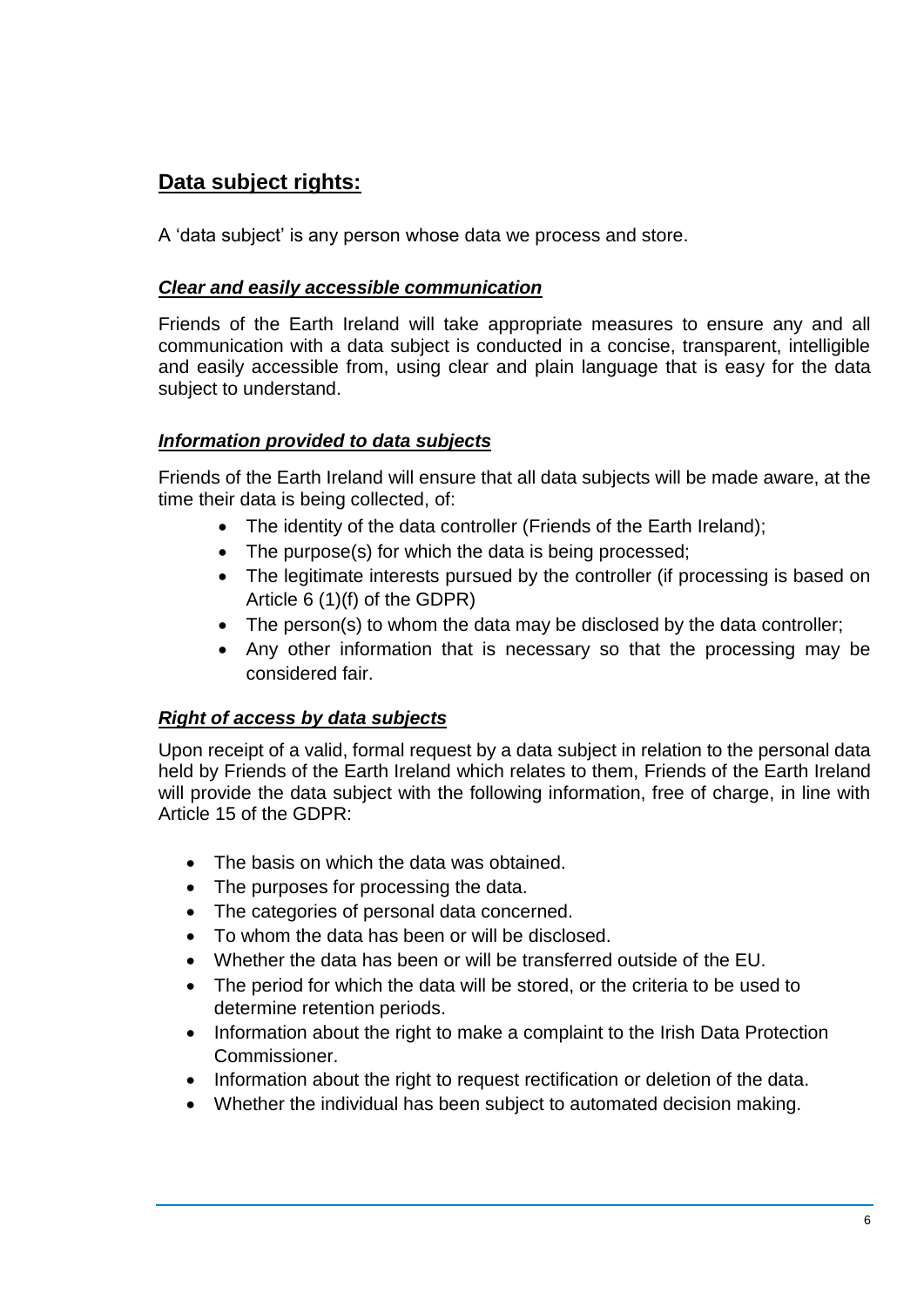## Data subject rights:

A 'data subject' is any person whose data we process and store.

### *Clear and easily accessible communication*

Friends of the Earth Ireland will take appropriate measures to ensure any and all communication with a data subject is conducted in a concise, transparent, intelligible and easily accessible from, using clear and plain language that is easy for the data subject to understand.

### *Information provided to data subjects*

Friends of the Earth Ireland will ensure that all data subjects will be made aware, at the time their data is being collected, of:

- The identity of the data controller (Friends of the Earth Ireland);
- The purpose(s) for which the data is being processed;
- The legitimate interests pursued by the controller (if processing is based on Article 6 (1)(f) of the GDPR)
- The person(s) to whom the data may be disclosed by the data controller;
- Any other information that is necessary so that the processing may be considered fair.

### *Right of access by data subjects*

Upon receipt of a valid, formal request by a data subject in relation to the personal data held by Friends of the Earth Ireland which relates to them, Friends of the Earth Ireland will provide the data subject with the following information, free of charge, in line with Article 15 of the GDPR:

- The basis on which the data was obtained.
- The purposes for processing the data.
- The categories of personal data concerned.
- To whom the data has been or will be disclosed.
- Whether the data has been or will be transferred outside of the EU.
- The period for which the data will be stored, or the criteria to be used to determine retention periods.
- Information about the right to make a complaint to the Irish Data Protection Commissioner.
- Information about the right to request rectification or deletion of the data.
- Whether the individual has been subject to automated decision making.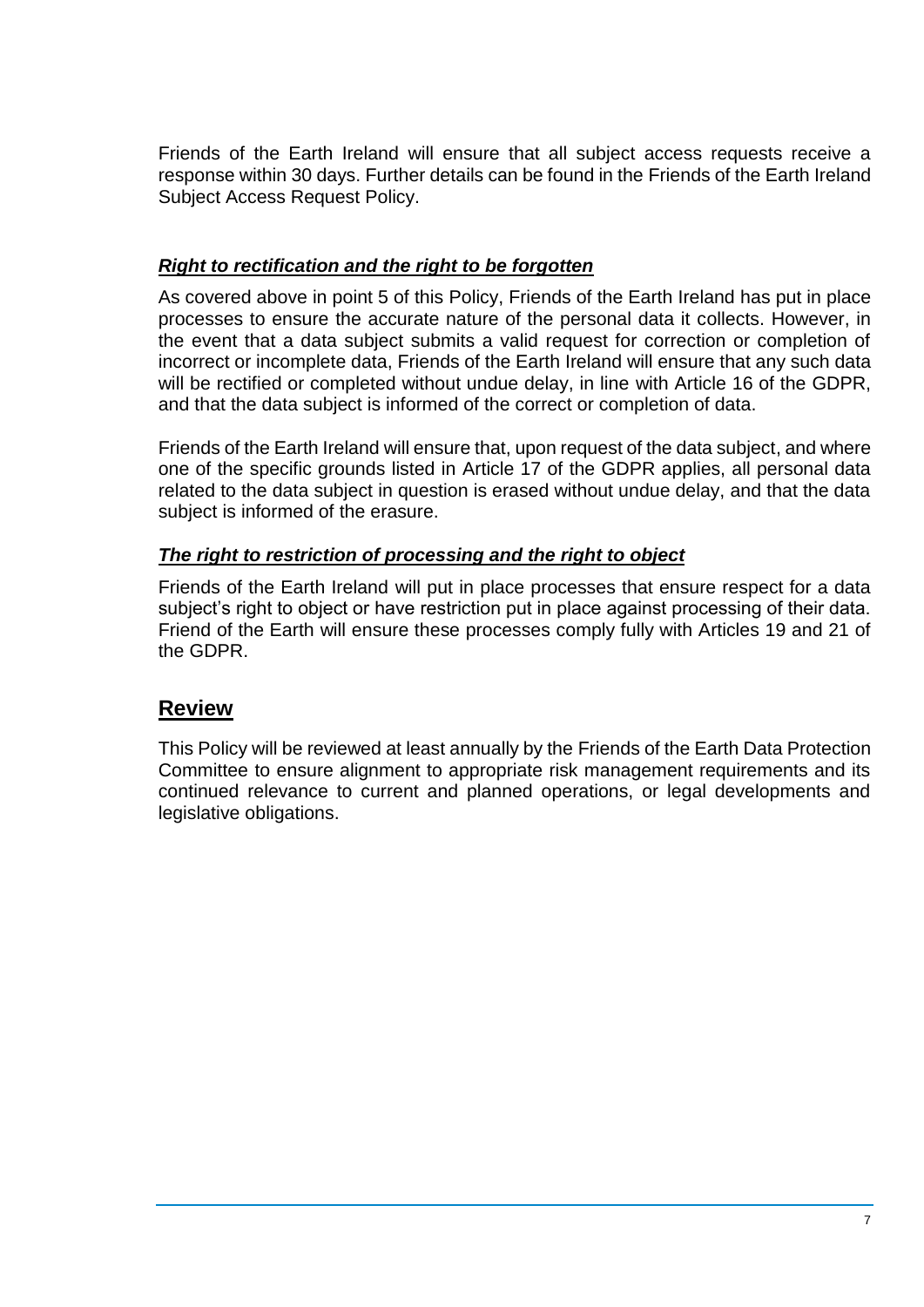Friends of the Earth Ireland will ensure that all subject access requests receive a response within 30 days. Further details can be found in the Friends of the Earth Ireland Subject Access Request Policy.

### ***Right to rectification and the right to be forgotten***

As covered above in point 5 of this Policy, Friends of the Earth Ireland has put in place processes to ensure the accurate nature of the personal data it collects. However, in the event that a data subject submits a valid request for correction or completion of incorrect or incomplete data, Friends of the Earth Ireland will ensure that any such data will be rectified or completed without undue delay, in line with Article 16 of the GDPR, and that the data subject is informed of the correct or completion of data.

Friends of the Earth Ireland will ensure that, upon request of the data subject, and where one of the specific grounds listed in Article 17 of the GDPR applies, all personal data related to the data subject in question is erased without undue delay, and that the data subject is informed of the erasure.

### ***The right to restriction of processing and the right to object***

Friends of the Earth Ireland will put in place processes that ensure respect for a data subject's right to object or have restriction put in place against processing of their data. Friend of the Earth will ensure these processes comply fully with Articles 19 and 21 of the GDPR.

## **Review**

This Policy will be reviewed at least annually by the Friends of the Earth Data Protection Committee to ensure alignment to appropriate risk management requirements and its continued relevance to current and planned operations, or legal developments and legislative obligations.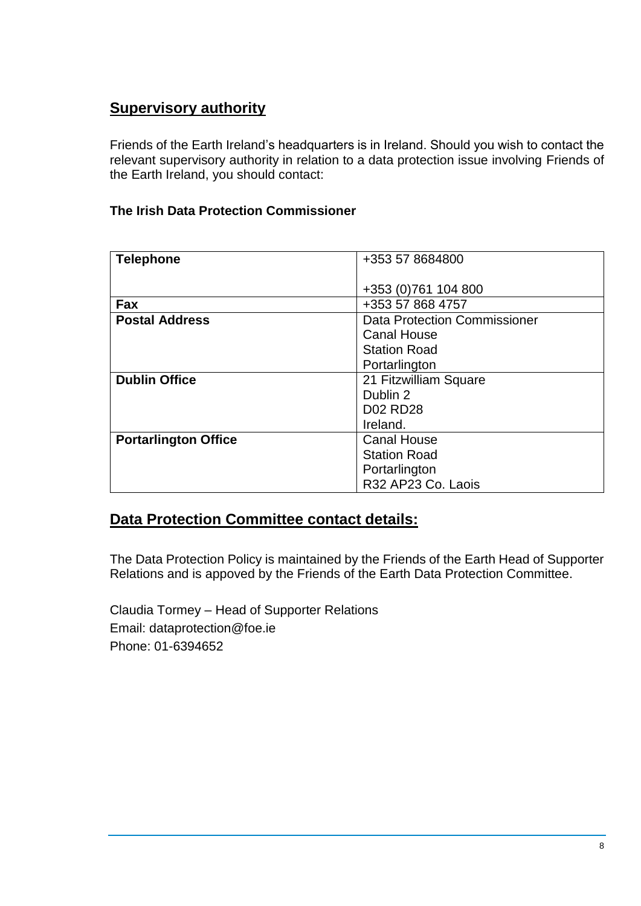## Supervisory authority

Friends of the Earth Ireland's headquarters is in Ireland. Should you wish to contact the relevant supervisory authority in relation to a data protection issue involving Friends of the Earth Ireland, you should contact:

**The Irish Data Protection Commissioner**

| | |
|---|---|
| **Telephone** | +353 57 8684800<br><br>+353 (0)761 104 800 |
| **Fax** | +353 57 868 4757 |
| **Postal Address** | Data Protection Commissioner<br>Canal House<br>Station Road<br>Portarlington |
| **Dublin Office** | 21 Fitzwilliam Square<br>Dublin 2<br>D02 RD28<br>Ireland. |
| **Portarlington Office** | Canal House<br>Station Road<br>Portarlington<br>R32 AP23 Co. Laois |

## Data Protection Committee contact details:

The Data Protection Policy is maintained by the Friends of the Earth Head of Supporter Relations and is appoved by the Friends of the Earth Data Protection Committee.

Claudia Tormey – Head of Supporter Relations
Email: dataprotection@foe.ie
Phone: 01-6394652